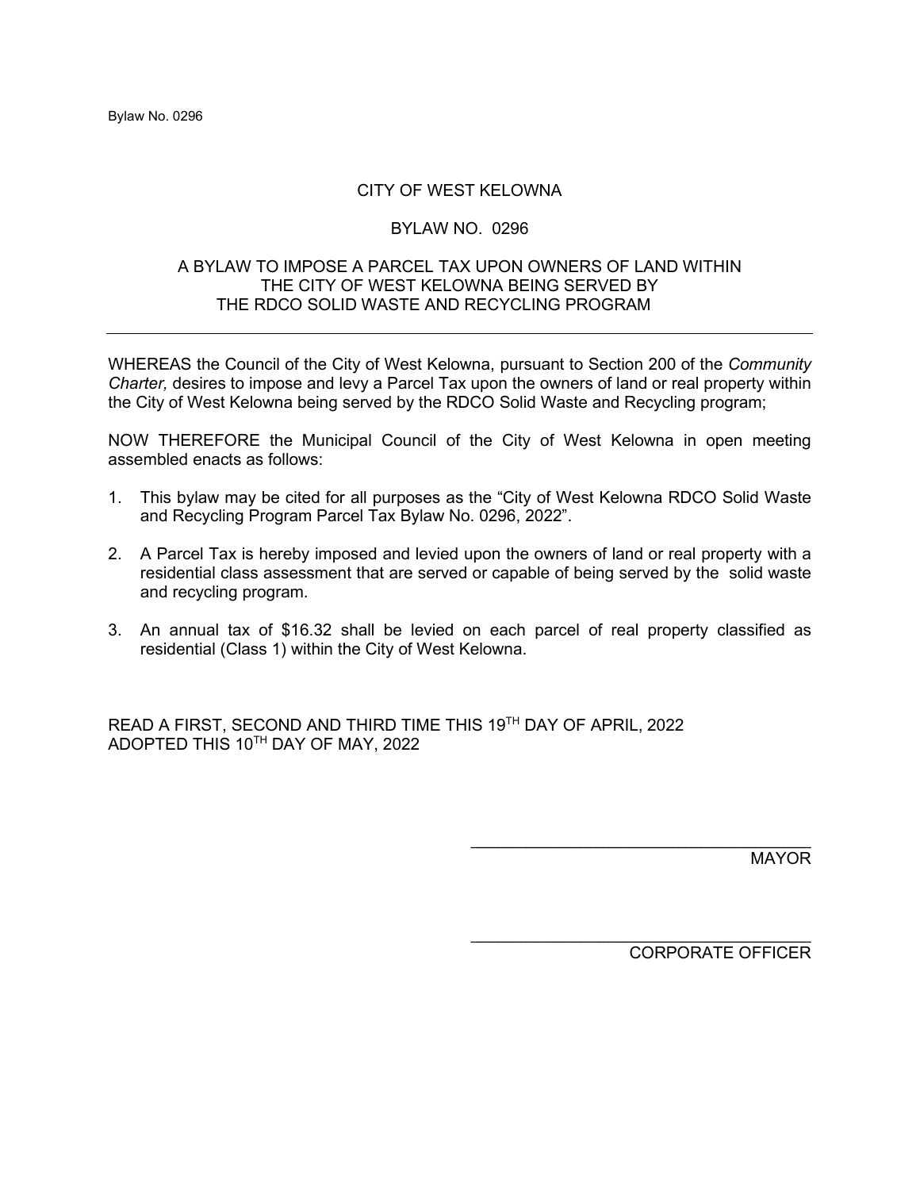# CITY OF WEST KELOWNA

## BYLAW NO. 0296

### A BYLAW TO IMPOSE A PARCEL TAX UPON OWNERS OF LAND WITHIN THE CITY OF WEST KELOWNA BEING SERVED BY THE RDCO SOLID WASTE AND RECYCLING PROGRAM

---

WHEREAS the Council of the City of West Kelowna, pursuant to Section 200 of the *Community Charter,* desires to impose and levy a Parcel Tax upon the owners of land or real property within the City of West Kelowna being served by the RDCO Solid Waste and Recycling program;

NOW THEREFORE the Municipal Council of the City of West Kelowna in open meeting assembled enacts as follows:

1. This bylaw may be cited for all purposes as the "City of West Kelowna RDCO Solid Waste and Recycling Program Parcel Tax Bylaw No. 0296, 2022".
2. A Parcel Tax is hereby imposed and levied upon the owners of land or real property with a residential class assessment that are served or capable of being served by the solid waste and recycling program.
3. An annual tax of $16.32 shall be levied on each parcel of real property classified as residential (Class 1) within the City of West Kelowna.

READ A FIRST, SECOND AND THIRD TIME THIS 19TH DAY OF APRIL, 2022
ADOPTED THIS 10TH DAY OF MAY, 2022

\_\_\_\_\_\_\_\_\_\_\_\_\_\_\_\_\_\_\_\_\_\_\_\_\_\_\_\_\_\_\_\_\_\_\_\_\_\_
MAYOR

\_\_\_\_\_\_\_\_\_\_\_\_\_\_\_\_\_\_\_\_\_\_\_\_\_\_\_\_\_\_\_\_\_\_\_\_\_\_
CORPORATE OFFICER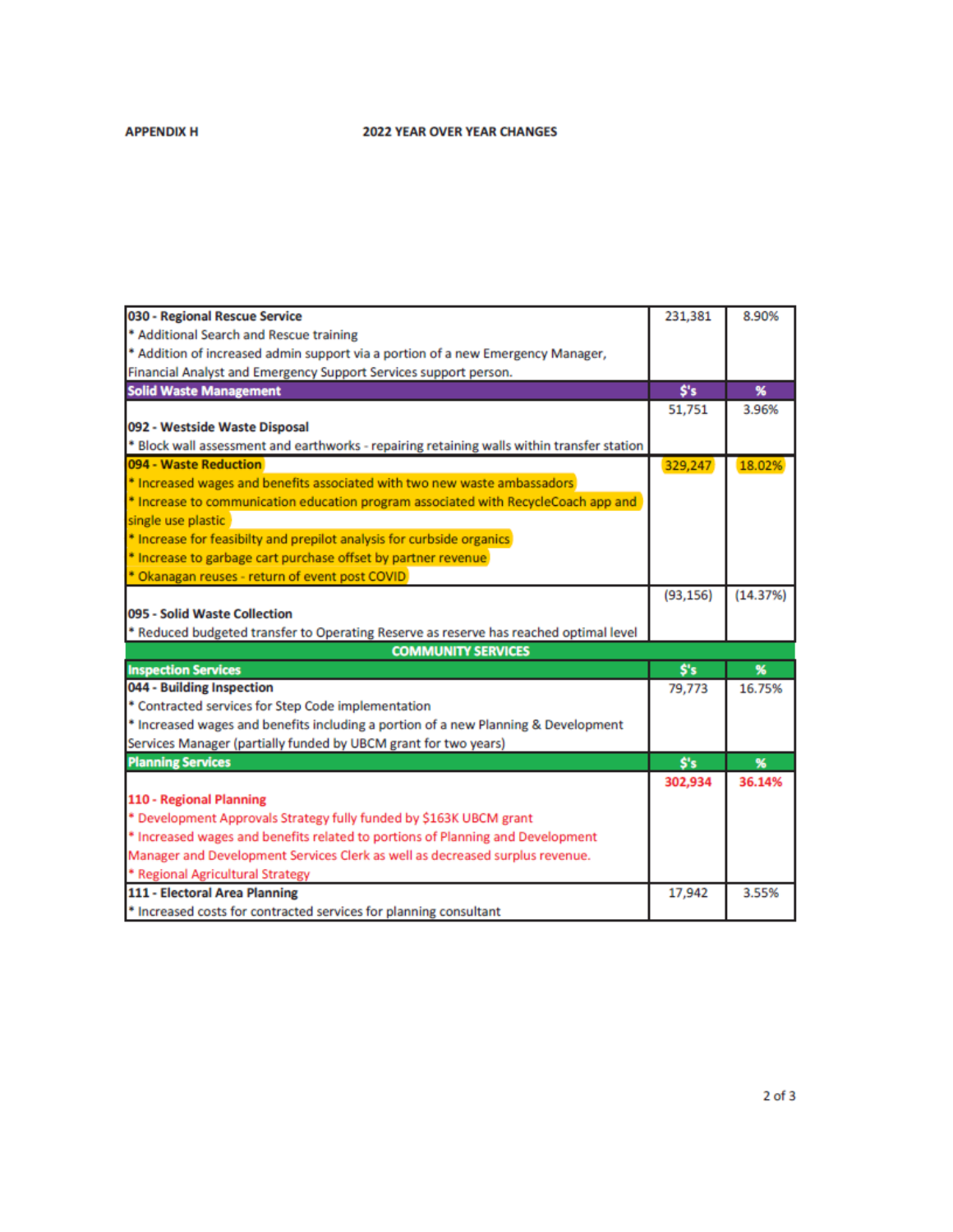APPENDIX H

2022 YEAR OVER YEAR CHANGES

| | | |
|---|---|---|
| **030 - Regional Rescue Service**<br>* Additional Search and Rescue training<br>* Addition of increased admin support via a portion of a new Emergency Manager, Financial Analyst and Emergency Support Services support person. | 231,381 | 8.90% |
| **Solid Waste Management** | **$'s** | **%** |
| **092 - Westside Waste Disposal**<br>* Block wall assessment and earthworks - repairing retaining walls within transfer station | 51,751 | 3.96% |
| **094 - Waste Reduction**<br>* Increased wages and benefits associated with two new waste ambassadors<br>* Increase to communication education program associated with RecycleCoach app and single use plastic<br>* Increase for feasibilty and prepilot analysis for curbside organics<br>* Increase to garbage cart purchase offset by partner revenue<br>* Okanagan reuses - return of event post COVID | 329,247 | 18.02% |
| **095 - Solid Waste Collection**<br>* Reduced budgeted transfer to Operating Reserve as reserve has reached optimal level | (93,156) | (14.37%) |
| **COMMUNITY SERVICES** | | |
| **Inspection Services** | **$'s** | **%** |
| **044 - Building Inspection**<br>* Contracted services for Step Code implementation<br>* Increased wages and benefits including a portion of a new Planning & Development Services Manager (partially funded by UBCM grant for two years) | 79,773 | 16.75% |
| **Planning Services** | **$'s** | **%** |
| **110 - Regional Planning**<br>* Development Approvals Strategy fully funded by $163K UBCM grant<br>* Increased wages and benefits related to portions of Planning and Development Manager and Development Services Clerk as well as decreased surplus revenue.<br>* Regional Agricultural Strategy | **302,934** | **36.14%** |
| **111 - Electoral Area Planning**<br>* Increased costs for contracted services for planning consultant | 17,942 | 3.55% |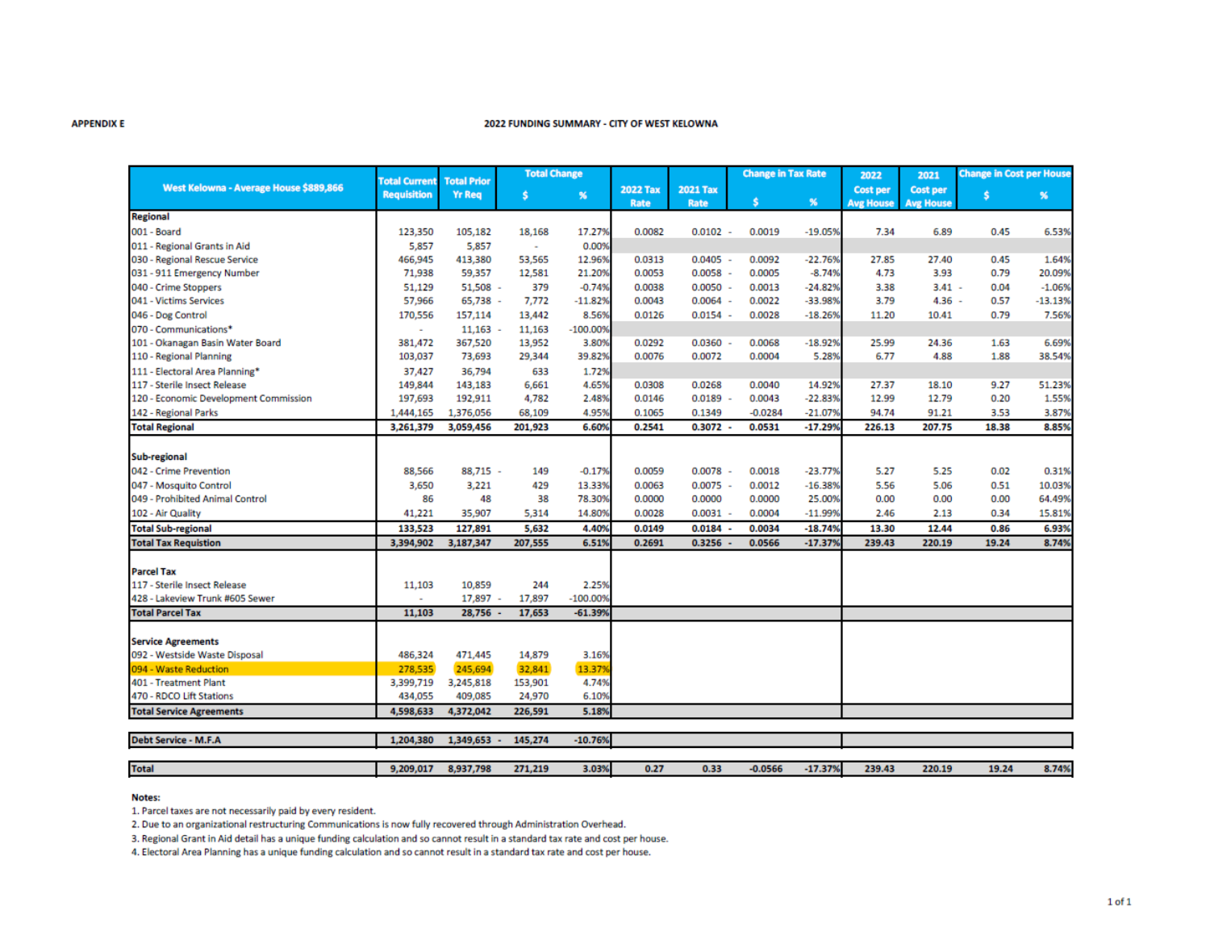APPENDIX E

**2022 FUNDING SUMMARY - CITY OF WEST KELOWNA**

| West Kelowna - Average House $889,866 | Total Current Requisition | Total Prior Yr Req | Total Change | | 2022 Tax Rate | 2021 Tax Rate | Change in Tax Rate | | 2022 Cost per Avg House | 2021 Cost per Avg House | Change in Cost per House | |
|---|---|---|---|---|---|---|---|---|---|---|---|---|
| | | | $ | % | | | $ | % | | | $ | % |
| **Regional** | | | | | | | | | | | | |
| 001 - Board | 123,350 | 105,182 | 18,168 | 17.27% | 0.0082 | 0.0102 | - 0.0019 | -19.05% | 7.34 | 6.89 | 0.45 | 6.53% |
| 011 - Regional Grants in Aid | 5,857 | 5,857 | - | 0.00% | | | | | | | | |
| 030 - Regional Rescue Service | 466,945 | 413,380 | 53,565 | 12.96% | 0.0313 | 0.0405 | - 0.0092 | -22.76% | 27.85 | 27.40 | 0.45 | 1.64% |
| 031 - 911 Emergency Number | 71,938 | 59,357 | 12,581 | 21.20% | 0.0053 | 0.0058 | - 0.0005 | -8.74% | 4.73 | 3.93 | 0.79 | 20.09% |
| 040 - Crime Stoppers | 51,129 | 51,508 | - 379 | -0.74% | 0.0038 | 0.0050 | - 0.0013 | -24.82% | 3.38 | 3.41 | - 0.04 | -1.06% |
| 041 - Victims Services | 57,966 | 65,738 | - 7,772 | -11.82% | 0.0043 | 0.0064 | - 0.0022 | -33.98% | 3.79 | 4.36 | - 0.57 | -13.13% |
| 046 - Dog Control | 170,556 | 157,114 | 13,442 | 8.56% | 0.0126 | 0.0154 | - 0.0028 | -18.26% | 11.20 | 10.41 | 0.79 | 7.56% |
| 070 - Communications* | - | 11,163 | - 11,163 | -100.00% | | | | | | | | |
| 101 - Okanagan Basin Water Board | 381,472 | 367,520 | 13,952 | 3.80% | 0.0292 | 0.0360 | - 0.0068 | -18.92% | 25.99 | 24.36 | 1.63 | 6.69% |
| 110 - Regional Planning | 103,037 | 73,693 | 29,344 | 39.82% | 0.0076 | 0.0072 | 0.0004 | 5.28% | 6.77 | 4.88 | 1.88 | 38.54% |
| 111 - Electoral Area Planning* | 37,427 | 36,794 | 633 | 1.72% | | | | | | | | |
| 117 - Sterile Insect Release | 149,844 | 143,183 | 6,661 | 4.65% | 0.0308 | 0.0268 | 0.0040 | 14.92% | 27.37 | 18.10 | 9.27 | 51.23% |
| 120 - Economic Development Commission | 197,693 | 192,911 | 4,782 | 2.48% | 0.0146 | 0.0189 | - 0.0043 | -22.83% | 12.99 | 12.79 | 0.20 | 1.55% |
| 142 - Regional Parks | 1,444,165 | 1,376,056 | 68,109 | 4.95% | 0.1065 | 0.1349 | -0.0284 | -21.07% | 94.74 | 91.21 | 3.53 | 3.87% |
| **Total Regional** | **3,261,379** | **3,059,456** | **201,923** | **6.60%** | **0.2541** | **0.3072** | **- 0.0531** | **-17.29%** | **226.13** | **207.75** | **18.38** | **8.85%** |
| **Sub-regional** | | | | | | | | | | | | |
| 042 - Crime Prevention | 88,566 | 88,715 | - 149 | -0.17% | 0.0059 | 0.0078 | - 0.0018 | -23.77% | 5.27 | 5.25 | 0.02 | 0.31% |
| 047 - Mosquito Control | 3,650 | 3,221 | 429 | 13.33% | 0.0063 | 0.0075 | - 0.0012 | -16.38% | 5.56 | 5.06 | 0.51 | 10.03% |
| 049 - Prohibited Animal Control | 86 | 48 | 38 | 78.30% | 0.0000 | 0.0000 | 0.0000 | 25.00% | 0.00 | 0.00 | 0.00 | 64.49% |
| 102 - Air Quality | 41,221 | 35,907 | 5,314 | 14.80% | 0.0028 | 0.0031 | - 0.0004 | -11.99% | 2.46 | 2.13 | 0.34 | 15.81% |
| **Total Sub-regional** | **133,523** | **127,891** | **5,632** | **4.40%** | **0.0149** | **0.0184** | **- 0.0034** | **-18.74%** | **13.30** | **12.44** | **0.86** | **6.93%** |
| **Total Tax Requistion** | **3,394,902** | **3,187,347** | **207,555** | **6.51%** | **0.2691** | **0.3256** | **- 0.0566** | **-17.37%** | **239.43** | **220.19** | **19.24** | **8.74%** |
| **Parcel Tax** | | | | | | | | | | | | |
| 117 - Sterile Insect Release | 11,103 | 10,859 | 244 | 2.25% | | | | | | | | |
| 428 - Lakeview Trunk #605 Sewer | - | 17,897 | - 17,897 | -100.00% | | | | | | | | |
| **Total Parcel Tax** | **11,103** | **28,756** | **- 17,653** | **-61.39%** | | | | | | | | |
| **Service Agreements** | | | | | | | | | | | | |
| 092 - Westside Waste Disposal | 486,324 | 471,445 | 14,879 | 3.16% | | | | | | | | |
| 094 - Waste Reduction | 278,535 | 245,694 | 32,841 | 13.37% | | | | | | | | |
| 401 - Treatment Plant | 3,399,719 | 3,245,818 | 153,901 | 4.74% | | | | | | | | |
| 470 - RDCO Lift Stations | 434,055 | 409,085 | 24,970 | 6.10% | | | | | | | | |
| **Total Service Agreements** | **4,598,633** | **4,372,042** | **226,591** | **5.18%** | | | | | | | | |
| **Debt Service - M.F.A** | **1,204,380** | **1,349,653** | **- 145,274** | **-10.76%** | | | | | | | | |
| **Total** | **9,209,017** | **8,937,798** | **271,219** | **3.03%** | **0.27** | **0.33** | **-0.0566** | **-17.37%** | **239.43** | **220.19** | **19.24** | **8.74%** |

**Notes:**

1. Parcel taxes are not necessarily paid by every resident.
2. Due to an organizational restructuring Communications is now fully recovered through Administration Overhead.
3. Regional Grant in Aid detail has a unique funding calculation and so cannot result in a standard tax rate and cost per house.
4. Electoral Area Planning has a unique funding calculation and so cannot result in a standard tax rate and cost per house.